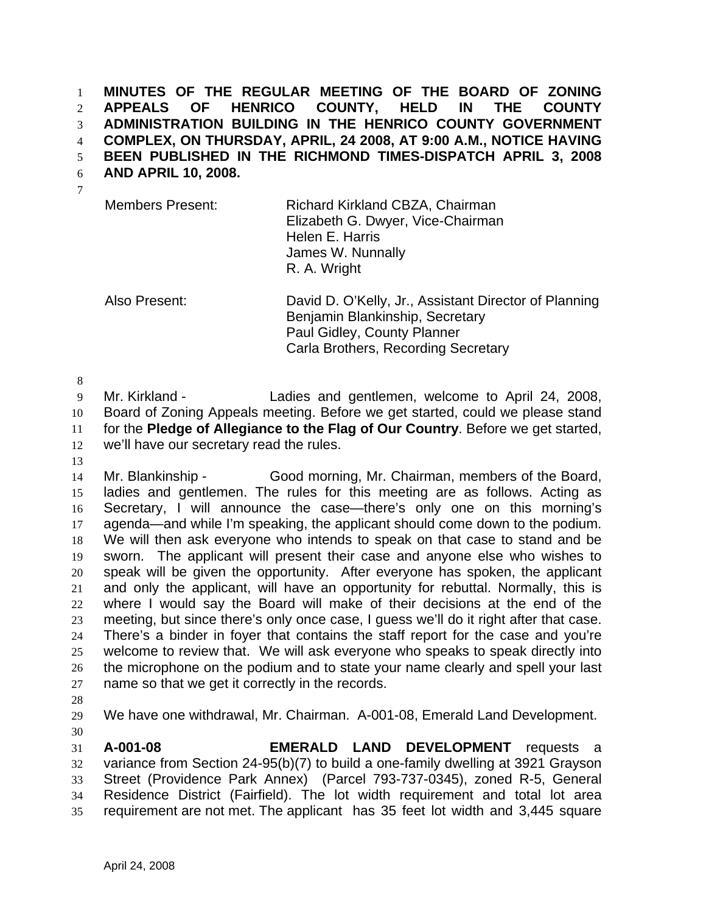**MINUTES OF THE REGULAR MEETING OF THE BOARD OF ZONING APPEALS OF HENRICO COUNTY, HELD IN THE COUNTY ADMINISTRATION BUILDING IN THE HENRICO COUNTY GOVERNMENT COMPLEX, ON THURSDAY, APRIL, 24 2008, AT 9:00 A.M., NOTICE HAVING BEEN PUBLISHED IN THE RICHMOND TIMES-DISPATCH APRIL 3, 2008 AND APRIL 10, 2008.**

| | |
|---|---|
| Members Present: | Richard Kirkland CBZA, Chairman<br>Elizabeth G. Dwyer, Vice-Chairman<br>Helen E. Harris<br>James W. Nunnally<br>R. A. Wright |
| Also Present: | David D. O'Kelly, Jr., Assistant Director of Planning<br>Benjamin Blankinship, Secretary<br>Paul Gidley, County Planner<br>Carla Brothers, Recording Secretary |

Mr. Kirkland - Ladies and gentlemen, welcome to April 24, 2008, Board of Zoning Appeals meeting. Before we get started, could we please stand for the **Pledge of Allegiance to the Flag of Our Country**. Before we get started, we'll have our secretary read the rules.

Mr. Blankinship - Good morning, Mr. Chairman, members of the Board, ladies and gentlemen. The rules for this meeting are as follows. Acting as Secretary, I will announce the case—there's only one on this morning's agenda—and while I'm speaking, the applicant should come down to the podium. We will then ask everyone who intends to speak on that case to stand and be sworn. The applicant will present their case and anyone else who wishes to speak will be given the opportunity. After everyone has spoken, the applicant and only the applicant, will have an opportunity for rebuttal. Normally, this is where I would say the Board will make of their decisions at the end of the meeting, but since there's only once case, I guess we'll do it right after that case. There's a binder in foyer that contains the staff report for the case and you're welcome to review that. We will ask everyone who speaks to speak directly into the microphone on the podium and to state your name clearly and spell your last name so that we get it correctly in the records.

We have one withdrawal, Mr. Chairman. A-001-08, Emerald Land Development.

**A-001-08** **EMERALD LAND DEVELOPMENT** requests a variance from Section 24-95(b)(7) to build a one-family dwelling at 3921 Grayson Street (Providence Park Annex) (Parcel 793-737-0345), zoned R-5, General Residence District (Fairfield). The lot width requirement and total lot area requirement are not met. The applicant has 35 feet lot width and 3,445 square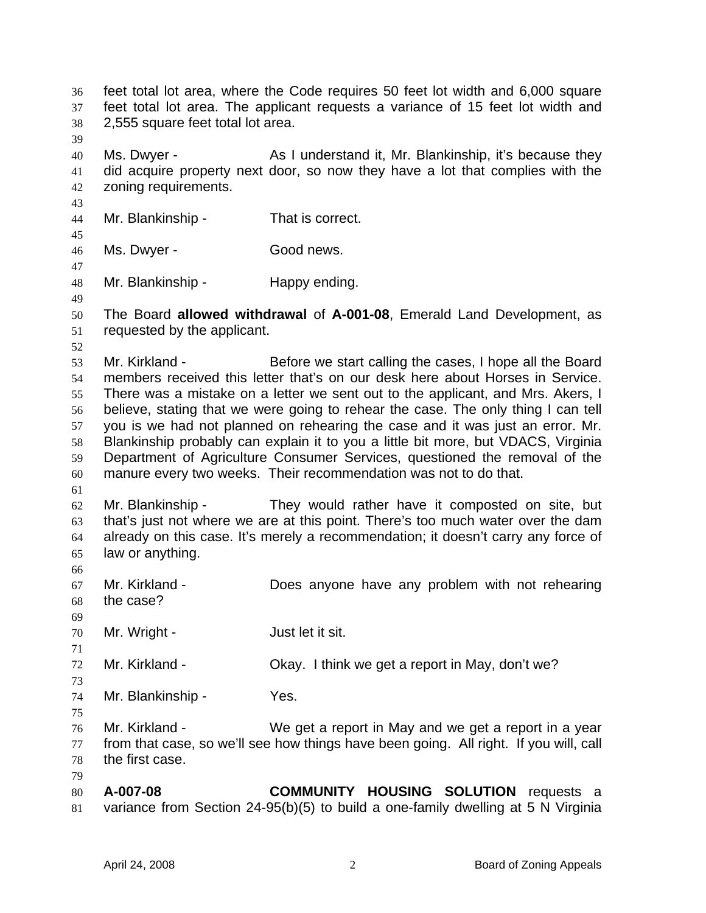feet total lot area, where the Code requires 50 feet lot width and 6,000 square feet total lot area. The applicant requests a variance of 15 feet lot width and 2,555 square feet total lot area.

Ms. Dwyer - As I understand it, Mr. Blankinship, it's because they did acquire property next door, so now they have a lot that complies with the zoning requirements.

Mr. Blankinship - That is correct.

Ms. Dwyer - Good news.

Mr. Blankinship - Happy ending.

The Board **allowed withdrawal** of **A-001-08**, Emerald Land Development, as requested by the applicant.

Mr. Kirkland - Before we start calling the cases, I hope all the Board members received this letter that's on our desk here about Horses in Service. There was a mistake on a letter we sent out to the applicant, and Mrs. Akers, I believe, stating that we were going to rehear the case. The only thing I can tell you is we had not planned on rehearing the case and it was just an error. Mr. Blankinship probably can explain it to you a little bit more, but VDACS, Virginia Department of Agriculture Consumer Services, questioned the removal of the manure every two weeks. Their recommendation was not to do that.

Mr. Blankinship - They would rather have it composted on site, but that's just not where we are at this point. There's too much water over the dam already on this case. It's merely a recommendation; it doesn't carry any force of law or anything.

Mr. Kirkland - Does anyone have any problem with not rehearing the case?

Mr. Wright - Just let it sit.

Mr. Kirkland - Okay. I think we get a report in May, don't we?

Mr. Blankinship - Yes.

Mr. Kirkland - We get a report in May and we get a report in a year from that case, so we'll see how things have been going. All right. If you will, call the first case.

**A-007-08** **COMMUNITY HOUSING SOLUTION** requests a variance from Section 24-95(b)(5) to build a one-family dwelling at 5 N Virginia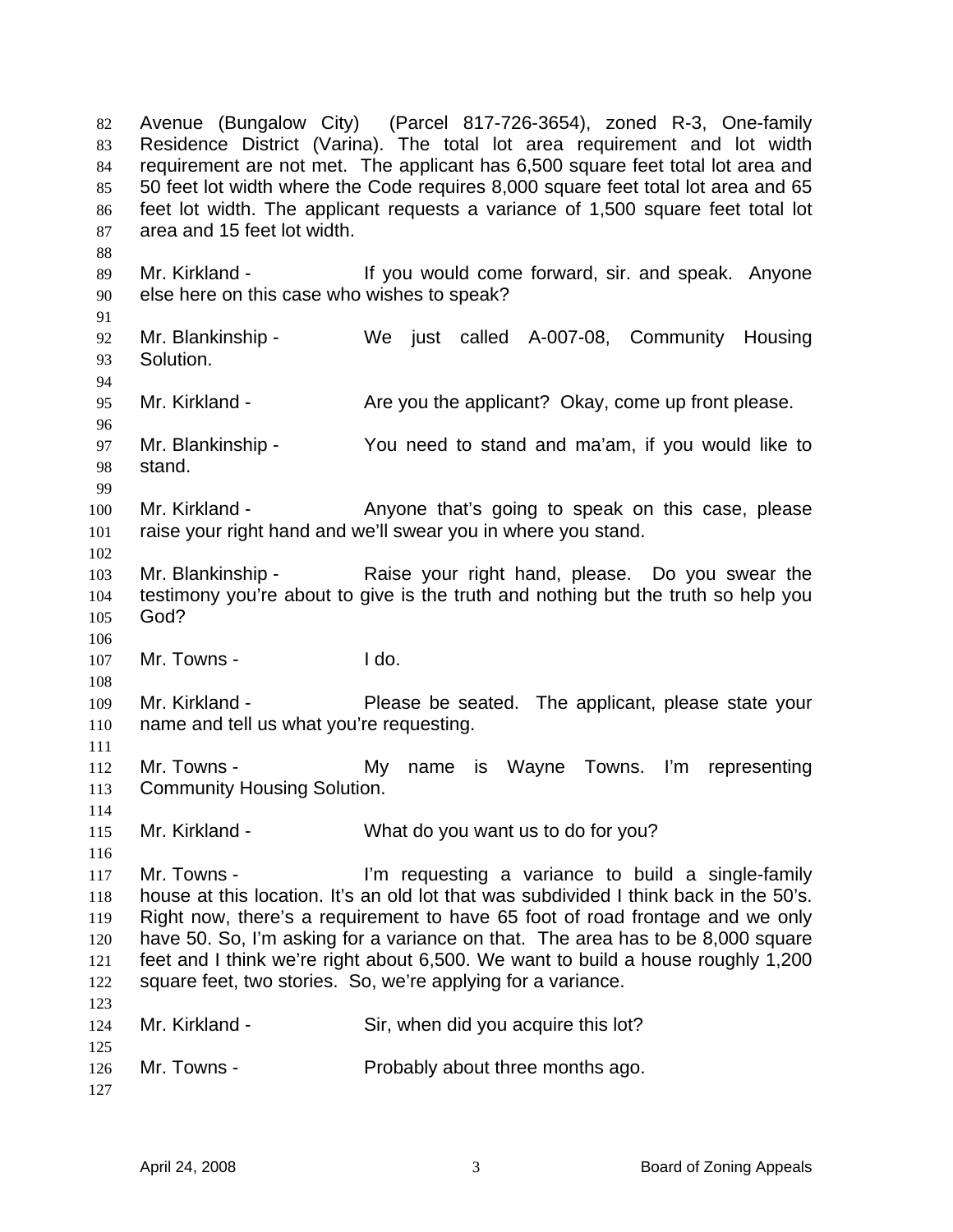Avenue (Bungalow City) (Parcel 817-726-3654), zoned R-3, One-family Residence District (Varina). The total lot area requirement and lot width requirement are not met. The applicant has 6,500 square feet total lot area and 50 feet lot width where the Code requires 8,000 square feet total lot area and 65 feet lot width. The applicant requests a variance of 1,500 square feet total lot area and 15 feet lot width.

Mr. Kirkland - If you would come forward, sir. and speak. Anyone else here on this case who wishes to speak?

Mr. Blankinship - We just called A-007-08, Community Housing Solution.

Mr. Kirkland - Are you the applicant? Okay, come up front please.

Mr. Blankinship - You need to stand and ma'am, if you would like to stand.

Mr. Kirkland - Anyone that's going to speak on this case, please raise your right hand and we'll swear you in where you stand.

Mr. Blankinship - Raise your right hand, please. Do you swear the testimony you're about to give is the truth and nothing but the truth so help you God?

Mr. Towns - I do.

Mr. Kirkland - Please be seated. The applicant, please state your name and tell us what you're requesting.

Mr. Towns - My name is Wayne Towns. I'm representing Community Housing Solution.

Mr. Kirkland - What do you want us to do for you?

Mr. Towns - I'm requesting a variance to build a single-family house at this location. It's an old lot that was subdivided I think back in the 50's. Right now, there's a requirement to have 65 foot of road frontage and we only have 50. So, I'm asking for a variance on that. The area has to be 8,000 square feet and I think we're right about 6,500. We want to build a house roughly 1,200 square feet, two stories. So, we're applying for a variance.

Mr. Kirkland - Sir, when did you acquire this lot?

Mr. Towns - Probably about three months ago.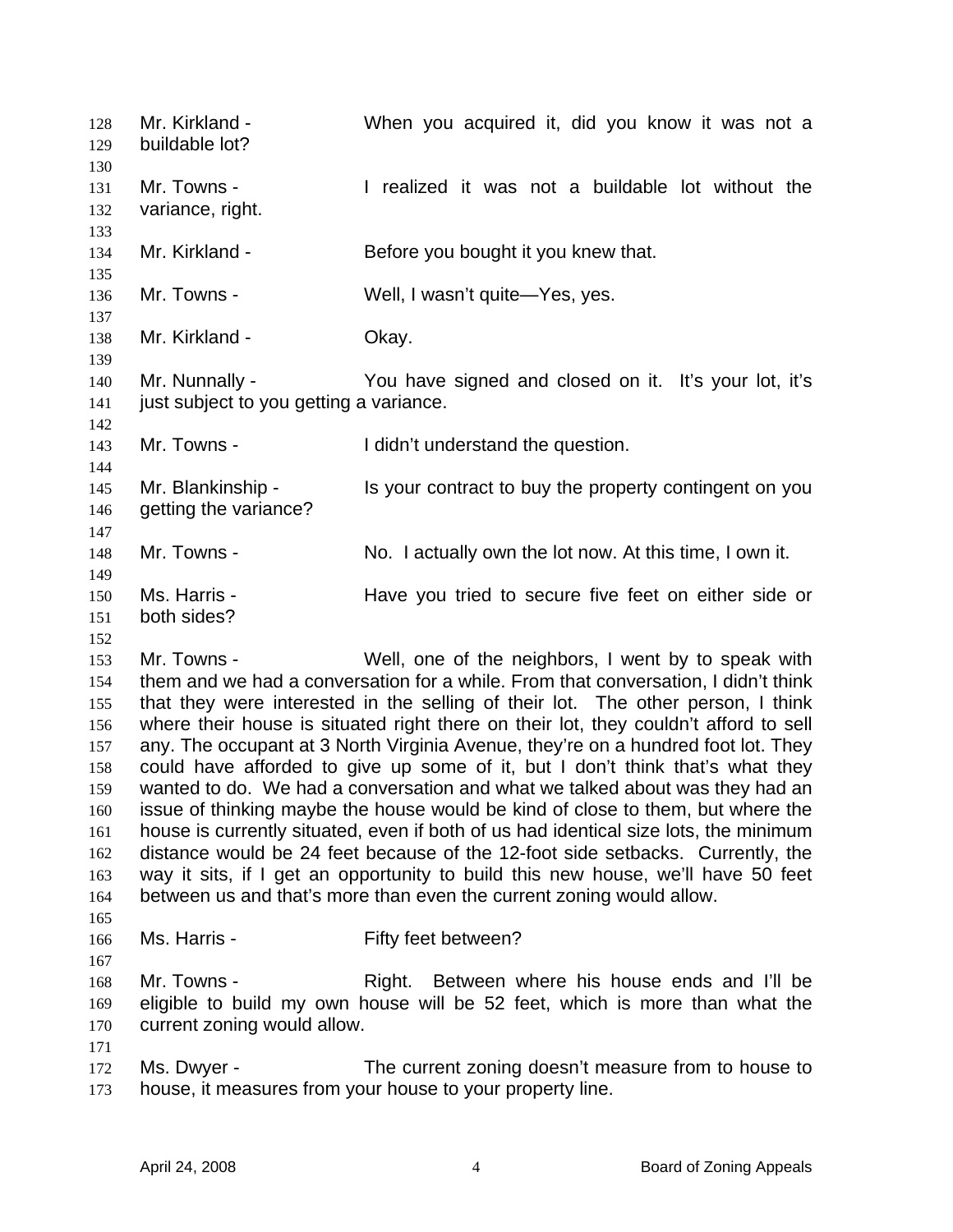Mr. Kirkland - When you acquired it, did you know it was not a buildable lot?

Mr. Towns - I realized it was not a buildable lot without the variance, right.

Mr. Kirkland - Before you bought it you knew that.

Mr. Towns - Well, I wasn't quite—Yes, yes.

Mr. Kirkland - Okay.

Mr. Nunnally - You have signed and closed on it. It's your lot, it's just subject to you getting a variance.

Mr. Towns - I didn't understand the question.

Mr. Blankinship - Is your contract to buy the property contingent on you getting the variance?

Mr. Towns - No. I actually own the lot now. At this time, I own it.

Ms. Harris - Have you tried to secure five feet on either side or both sides?

Mr. Towns - Well, one of the neighbors, I went by to speak with them and we had a conversation for a while. From that conversation, I didn't think that they were interested in the selling of their lot. The other person, I think where their house is situated right there on their lot, they couldn't afford to sell any. The occupant at 3 North Virginia Avenue, they're on a hundred foot lot. They could have afforded to give up some of it, but I don't think that's what they wanted to do. We had a conversation and what we talked about was they had an issue of thinking maybe the house would be kind of close to them, but where the house is currently situated, even if both of us had identical size lots, the minimum distance would be 24 feet because of the 12-foot side setbacks. Currently, the way it sits, if I get an opportunity to build this new house, we'll have 50 feet between us and that's more than even the current zoning would allow.

Ms. Harris - Fifty feet between?

Mr. Towns - Right. Between where his house ends and I'll be eligible to build my own house will be 52 feet, which is more than what the current zoning would allow.

Ms. Dwyer - The current zoning doesn't measure from to house to house, it measures from your house to your property line.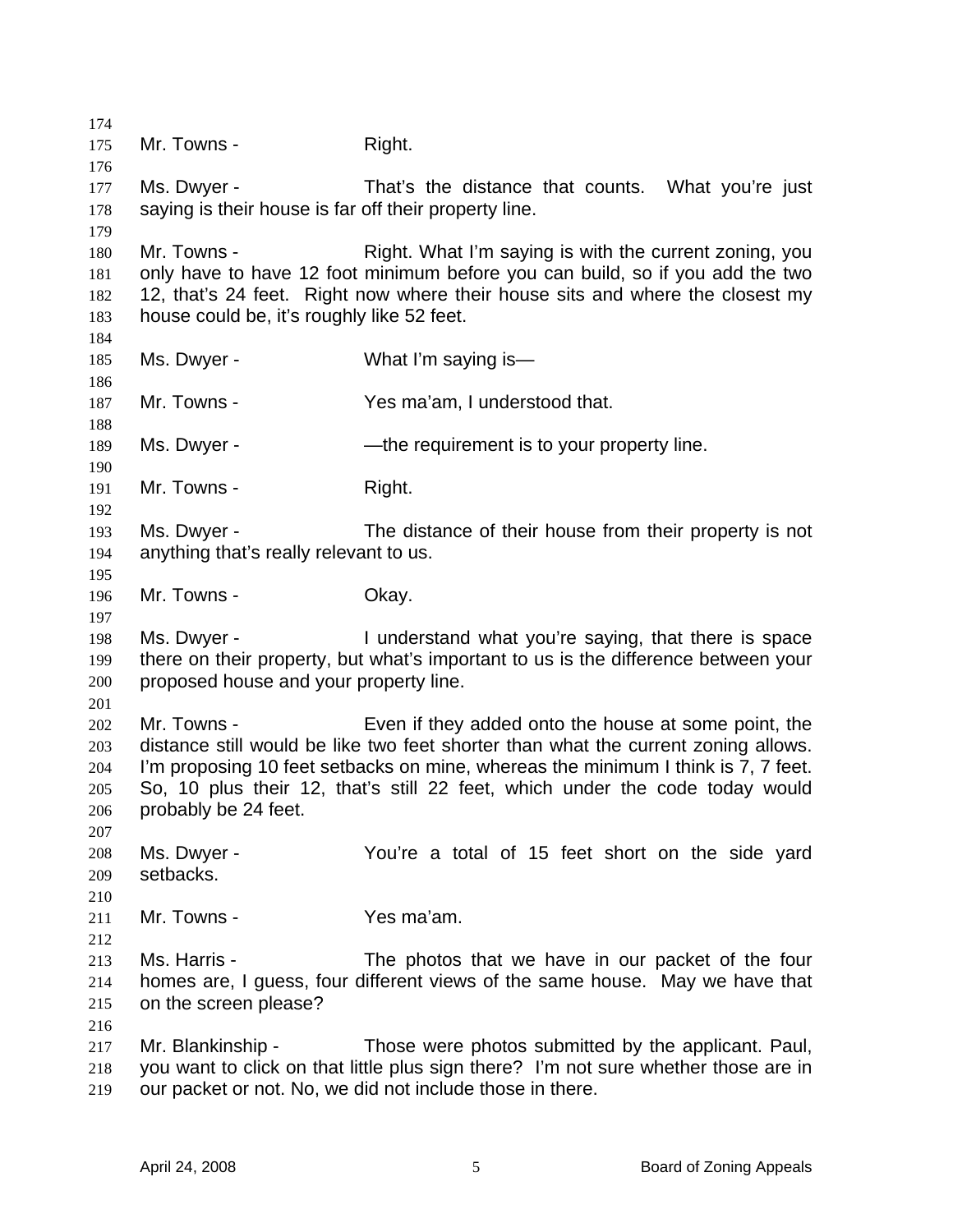Mr. Towns - Right.

Ms. Dwyer - That's the distance that counts. What you're just saying is their house is far off their property line.

Mr. Towns - Right. What I'm saying is with the current zoning, you only have to have 12 foot minimum before you can build, so if you add the two 12, that's 24 feet. Right now where their house sits and where the closest my house could be, it's roughly like 52 feet.

Ms. Dwyer - What I'm saying is—

Mr. Towns - Yes ma'am, I understood that.

Ms. Dwyer - —the requirement is to your property line.

Mr. Towns - Right.

Ms. Dwyer - The distance of their house from their property is not anything that's really relevant to us.

Mr. Towns - Okay.

Ms. Dwyer - I understand what you're saying, that there is space there on their property, but what's important to us is the difference between your proposed house and your property line.

Mr. Towns - Even if they added onto the house at some point, the distance still would be like two feet shorter than what the current zoning allows. I'm proposing 10 feet setbacks on mine, whereas the minimum I think is 7, 7 feet. So, 10 plus their 12, that's still 22 feet, which under the code today would probably be 24 feet.

Ms. Dwyer - You're a total of 15 feet short on the side yard setbacks.

Mr. Towns - Yes ma'am.

Ms. Harris - The photos that we have in our packet of the four homes are, I guess, four different views of the same house. May we have that on the screen please?

Mr. Blankinship - Those were photos submitted by the applicant. Paul, you want to click on that little plus sign there? I'm not sure whether those are in our packet or not. No, we did not include those in there.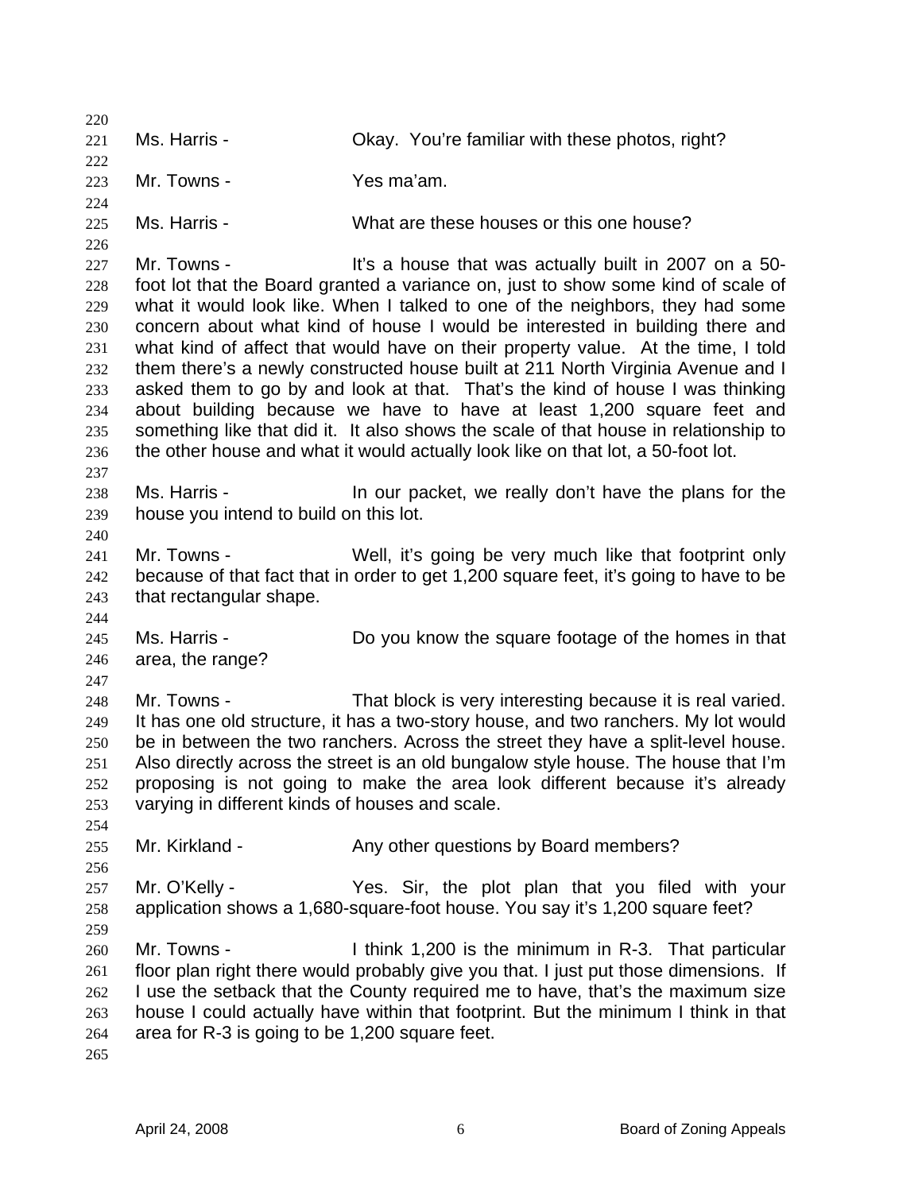Ms. Harris - Okay. You're familiar with these photos, right?

Mr. Towns - Yes ma'am.

Ms. Harris - What are these houses or this one house?

Mr. Towns - It's a house that was actually built in 2007 on a 50-foot lot that the Board granted a variance on, just to show some kind of scale of what it would look like. When I talked to one of the neighbors, they had some concern about what kind of house I would be interested in building there and what kind of affect that would have on their property value. At the time, I told them there's a newly constructed house built at 211 North Virginia Avenue and I asked them to go by and look at that. That's the kind of house I was thinking about building because we have to have at least 1,200 square feet and something like that did it. It also shows the scale of that house in relationship to the other house and what it would actually look like on that lot, a 50-foot lot.

Ms. Harris - In our packet, we really don't have the plans for the house you intend to build on this lot.

Mr. Towns - Well, it's going be very much like that footprint only because of that fact that in order to get 1,200 square feet, it's going to have to be that rectangular shape.

Ms. Harris - Do you know the square footage of the homes in that area, the range?

Mr. Towns - That block is very interesting because it is real varied. It has one old structure, it has a two-story house, and two ranchers. My lot would be in between the two ranchers. Across the street they have a split-level house. Also directly across the street is an old bungalow style house. The house that I'm proposing is not going to make the area look different because it's already varying in different kinds of houses and scale.

Mr. Kirkland - Any other questions by Board members?

Mr. O'Kelly - Yes. Sir, the plot plan that you filed with your application shows a 1,680-square-foot house. You say it's 1,200 square feet?

Mr. Towns - I think 1,200 is the minimum in R-3. That particular floor plan right there would probably give you that. I just put those dimensions. If I use the setback that the County required me to have, that's the maximum size house I could actually have within that footprint. But the minimum I think in that area for R-3 is going to be 1,200 square feet.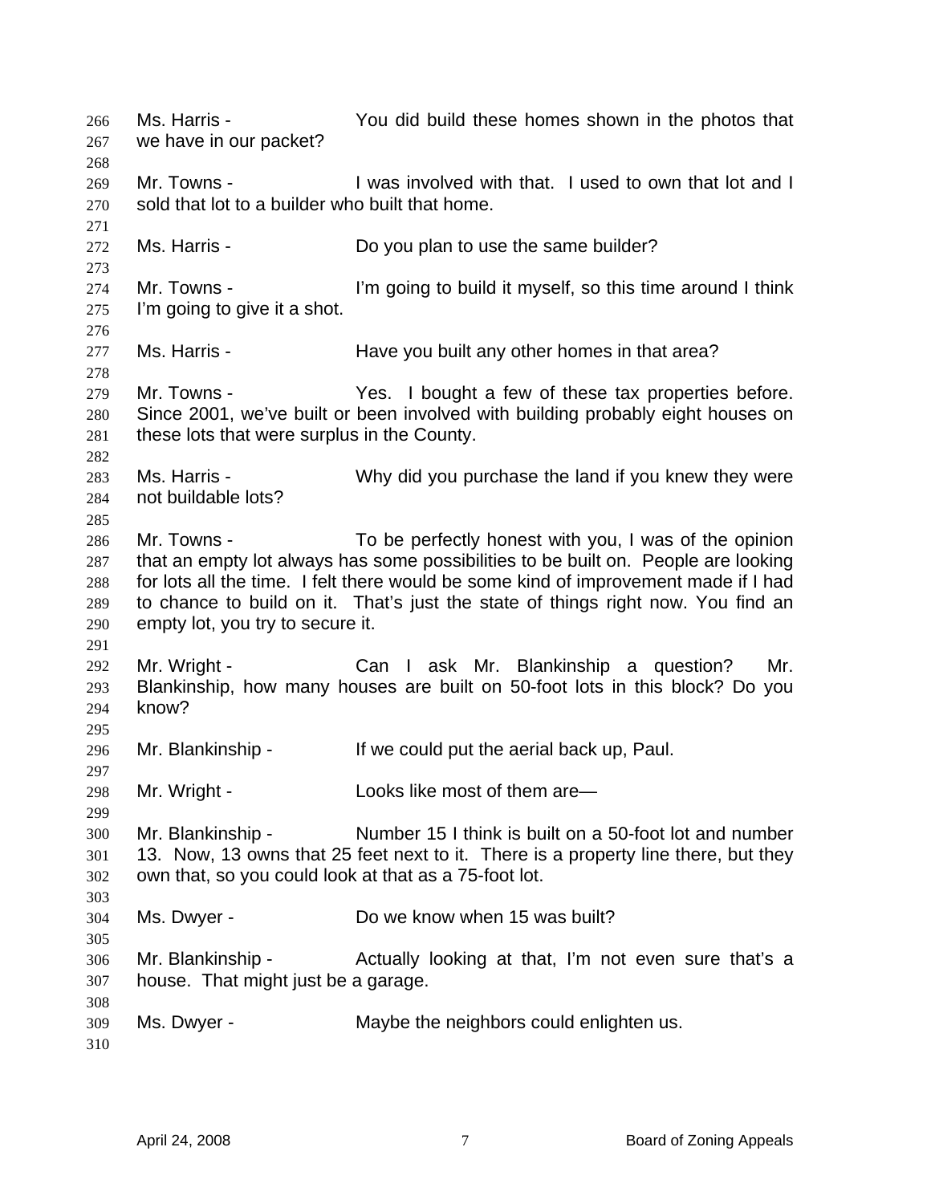Ms. Harris - You did build these homes shown in the photos that we have in our packet?

Mr. Towns - I was involved with that. I used to own that lot and I sold that lot to a builder who built that home.

Ms. Harris - Do you plan to use the same builder?

Mr. Towns - I'm going to build it myself, so this time around I think I'm going to give it a shot.

Ms. Harris - Have you built any other homes in that area?

Mr. Towns - Yes. I bought a few of these tax properties before. Since 2001, we've built or been involved with building probably eight houses on these lots that were surplus in the County.

Ms. Harris - Why did you purchase the land if you knew they were not buildable lots?

Mr. Towns - To be perfectly honest with you, I was of the opinion that an empty lot always has some possibilities to be built on. People are looking for lots all the time. I felt there would be some kind of improvement made if I had to chance to build on it. That's just the state of things right now. You find an empty lot, you try to secure it.

Mr. Wright - Can I ask Mr. Blankinship a question? Mr. Blankinship, how many houses are built on 50-foot lots in this block? Do you know?

Mr. Blankinship - If we could put the aerial back up, Paul.

Mr. Wright - Looks like most of them are—

Mr. Blankinship - Number 15 I think is built on a 50-foot lot and number 13. Now, 13 owns that 25 feet next to it. There is a property line there, but they own that, so you could look at that as a 75-foot lot.

Ms. Dwyer - Do we know when 15 was built?

Mr. Blankinship - Actually looking at that, I'm not even sure that's a house. That might just be a garage.

Ms. Dwyer - Maybe the neighbors could enlighten us.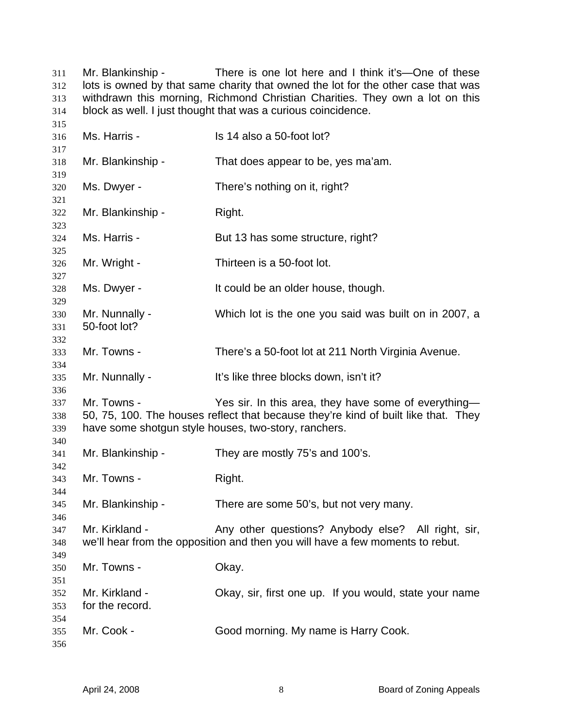Mr. Blankinship - There is one lot here and I think it's—One of these lots is owned by that same charity that owned the lot for the other case that was withdrawn this morning, Richmond Christian Charities. They own a lot on this block as well. I just thought that was a curious coincidence.

Ms. Harris - Is 14 also a 50-foot lot?

Mr. Blankinship - That does appear to be, yes ma'am.

Ms. Dwyer - There's nothing on it, right?

Mr. Blankinship - Right.

Ms. Harris - But 13 has some structure, right?

Mr. Wright - Thirteen is a 50-foot lot.

Ms. Dwyer - It could be an older house, though.

Mr. Nunnally - Which lot is the one you said was built on in 2007, a 50-foot lot?

Mr. Towns - There's a 50-foot lot at 211 North Virginia Avenue.

Mr. Nunnally - It's like three blocks down, isn't it?

Mr. Towns - Yes sir. In this area, they have some of everything—50, 75, 100. The houses reflect that because they're kind of built like that. They have some shotgun style houses, two-story, ranchers.

Mr. Blankinship - They are mostly 75's and 100's.

Mr. Towns - Right.

Mr. Blankinship - There are some 50's, but not very many.

Mr. Kirkland - Any other questions? Anybody else? All right, sir, we'll hear from the opposition and then you will have a few moments to rebut.

Mr. Towns - Okay.

Mr. Kirkland - Okay, sir, first one up. If you would, state your name for the record.

Mr. Cook - Good morning. My name is Harry Cook.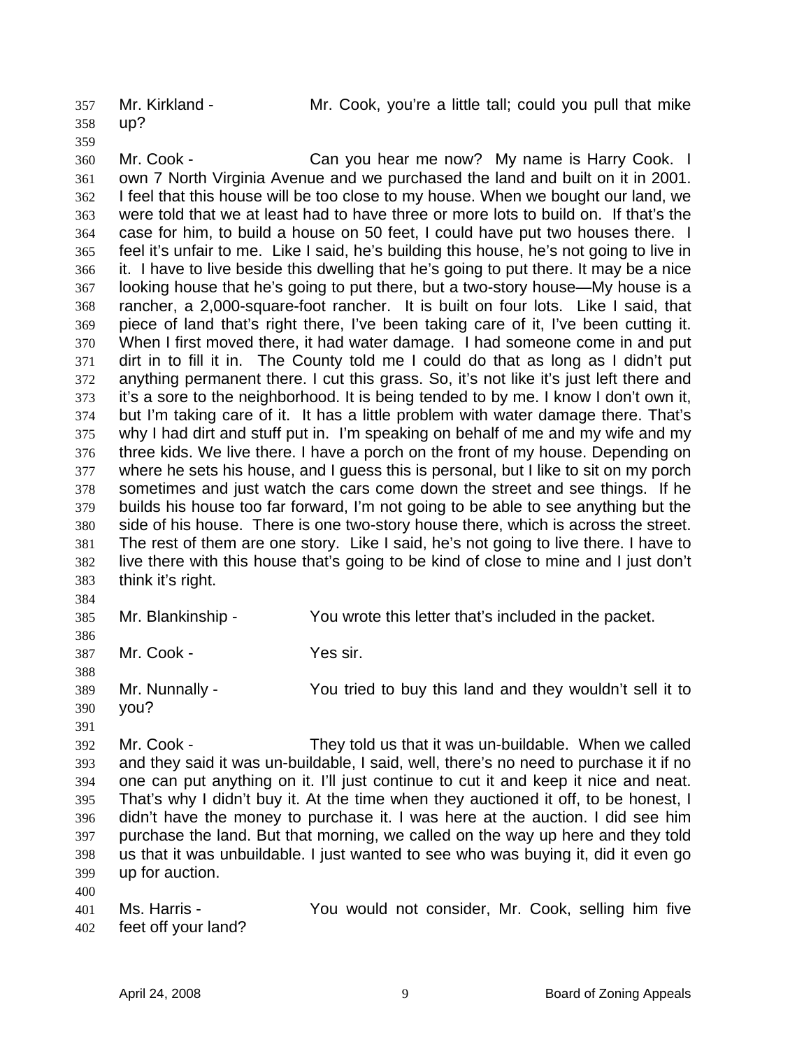Mr. Kirkland - Mr. Cook, you're a little tall; could you pull that mike up?

Mr. Cook - Can you hear me now? My name is Harry Cook. I own 7 North Virginia Avenue and we purchased the land and built on it in 2001. I feel that this house will be too close to my house. When we bought our land, we were told that we at least had to have three or more lots to build on. If that's the case for him, to build a house on 50 feet, I could have put two houses there. I feel it's unfair to me. Like I said, he's building this house, he's not going to live in it. I have to live beside this dwelling that he's going to put there. It may be a nice looking house that he's going to put there, but a two-story house—My house is a rancher, a 2,000-square-foot rancher. It is built on four lots. Like I said, that piece of land that's right there, I've been taking care of it, I've been cutting it. When I first moved there, it had water damage. I had someone come in and put dirt in to fill it in. The County told me I could do that as long as I didn't put anything permanent there. I cut this grass. So, it's not like it's just left there and it's a sore to the neighborhood. It is being tended to by me. I know I don't own it, but I'm taking care of it. It has a little problem with water damage there. That's why I had dirt and stuff put in. I'm speaking on behalf of me and my wife and my three kids. We live there. I have a porch on the front of my house. Depending on where he sets his house, and I guess this is personal, but I like to sit on my porch sometimes and just watch the cars come down the street and see things. If he builds his house too far forward, I'm not going to be able to see anything but the side of his house. There is one two-story house there, which is across the street. The rest of them are one story. Like I said, he's not going to live there. I have to live there with this house that's going to be kind of close to mine and I just don't think it's right.

Mr. Blankinship - You wrote this letter that's included in the packet.

Mr. Cook - Yes sir.

Mr. Nunnally - You tried to buy this land and they wouldn't sell it to you?

Mr. Cook - They told us that it was un-buildable. When we called and they said it was un-buildable, I said, well, there's no need to purchase it if no one can put anything on it. I'll just continue to cut it and keep it nice and neat. That's why I didn't buy it. At the time when they auctioned it off, to be honest, I didn't have the money to purchase it. I was here at the auction. I did see him purchase the land. But that morning, we called on the way up here and they told us that it was unbuildable. I just wanted to see who was buying it, did it even go up for auction.

Ms. Harris - You would not consider, Mr. Cook, selling him five feet off your land?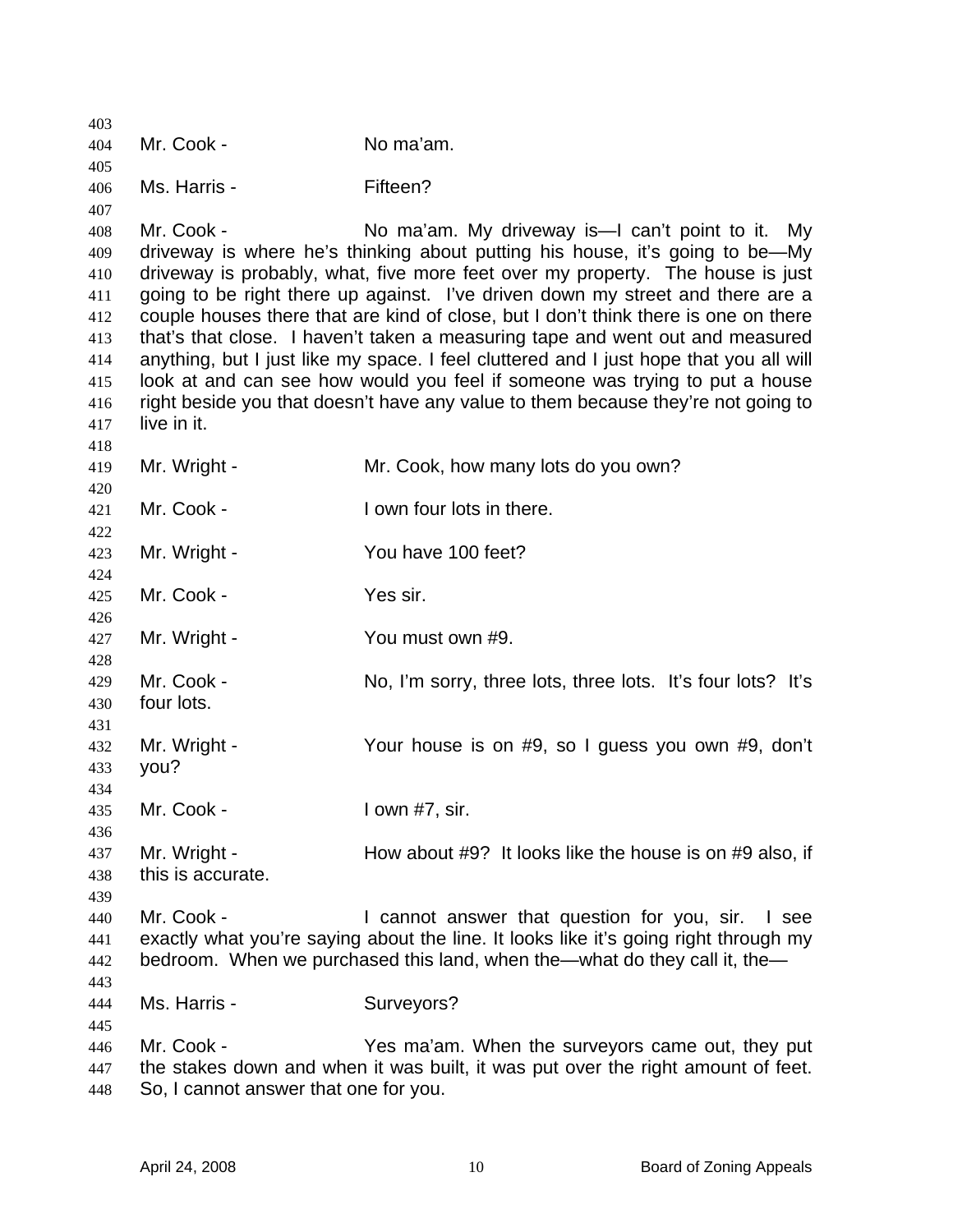Mr. Cook - No ma'am.

Ms. Harris - Fifteen?

Mr. Cook - No ma'am. My driveway is—I can't point to it. My driveway is where he's thinking about putting his house, it's going to be—My driveway is probably, what, five more feet over my property. The house is just going to be right there up against. I've driven down my street and there are a couple houses there that are kind of close, but I don't think there is one on there that's that close. I haven't taken a measuring tape and went out and measured anything, but I just like my space. I feel cluttered and I just hope that you all will look at and can see how would you feel if someone was trying to put a house right beside you that doesn't have any value to them because they're not going to live in it.

Mr. Wright - Mr. Cook, how many lots do you own?

Mr. Cook - I own four lots in there.

Mr. Wright - You have 100 feet?

Mr. Cook - Yes sir.

Mr. Wright - You must own #9.

Mr. Cook - No, I'm sorry, three lots, three lots. It's four lots? It's four lots.

Mr. Wright - Your house is on #9, so I guess you own #9, don't you?

Mr. Cook - I own #7, sir.

Mr. Wright - How about #9? It looks like the house is on #9 also, if this is accurate.

Mr. Cook - I cannot answer that question for you, sir. I see exactly what you're saying about the line. It looks like it's going right through my bedroom. When we purchased this land, when the—what do they call it, the—

Ms. Harris - Surveyors?

Mr. Cook - Yes ma'am. When the surveyors came out, they put the stakes down and when it was built, it was put over the right amount of feet. So, I cannot answer that one for you.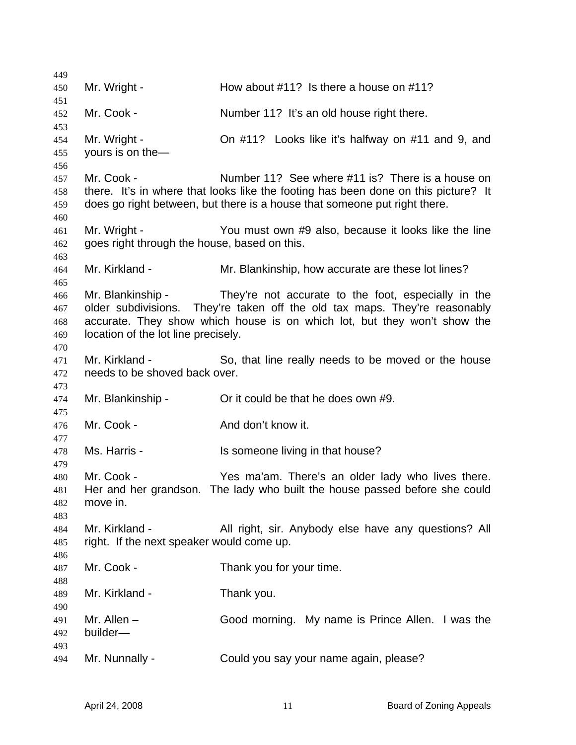Mr. Wright - How about #11? Is there a house on #11?

Mr. Cook - Number 11? It's an old house right there.

Mr. Wright - On #11? Looks like it's halfway on #11 and 9, and yours is on the—

Mr. Cook - Number 11? See where #11 is? There is a house on there. It's in where that looks like the footing has been done on this picture? It does go right between, but there is a house that someone put right there.

Mr. Wright - You must own #9 also, because it looks like the line goes right through the house, based on this.

Mr. Kirkland - Mr. Blankinship, how accurate are these lot lines?

Mr. Blankinship - They're not accurate to the foot, especially in the older subdivisions. They're taken off the old tax maps. They're reasonably accurate. They show which house is on which lot, but they won't show the location of the lot line precisely.

Mr. Kirkland - So, that line really needs to be moved or the house needs to be shoved back over.

Mr. Blankinship - Or it could be that he does own #9.

Mr. Cook - And don't know it.

Ms. Harris - Is someone living in that house?

Mr. Cook - Yes ma'am. There's an older lady who lives there. Her and her grandson. The lady who built the house passed before she could move in.

Mr. Kirkland - All right, sir. Anybody else have any questions? All right. If the next speaker would come up.

Mr. Cook - Thank you for your time.

Mr. Kirkland - Thank you.

Mr. Allen – Good morning. My name is Prince Allen. I was the builder—

Mr. Nunnally - Could you say your name again, please?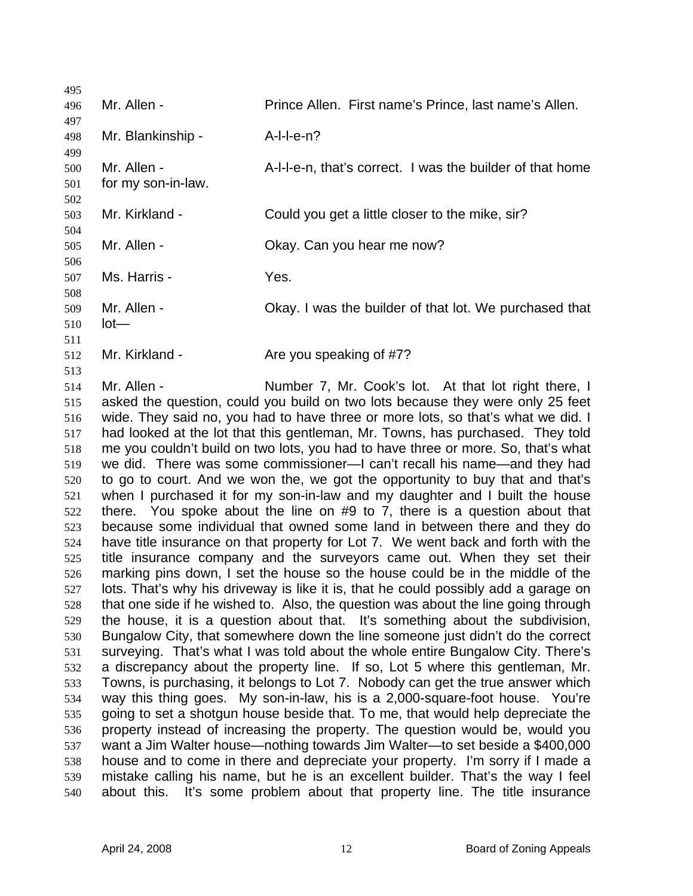Mr. Allen - Prince Allen. First name's Prince, last name's Allen.

Mr. Blankinship - A-l-l-e-n?

Mr. Allen - A-l-l-e-n, that's correct. I was the builder of that home for my son-in-law.

Mr. Kirkland - Could you get a little closer to the mike, sir?

Mr. Allen - Okay. Can you hear me now?

Ms. Harris - Yes.

Mr. Allen - Okay. I was the builder of that lot. We purchased that lot—

Mr. Kirkland - Are you speaking of #7?

Mr. Allen - Number 7, Mr. Cook's lot. At that lot right there, I asked the question, could you build on two lots because they were only 25 feet wide. They said no, you had to have three or more lots, so that's what we did. I had looked at the lot that this gentleman, Mr. Towns, has purchased. They told me you couldn't build on two lots, you had to have three or more. So, that's what we did. There was some commissioner—I can't recall his name—and they had to go to court. And we won the, we got the opportunity to buy that and that's when I purchased it for my son-in-law and my daughter and I built the house there. You spoke about the line on #9 to 7, there is a question about that because some individual that owned some land in between there and they do have title insurance on that property for Lot 7. We went back and forth with the title insurance company and the surveyors came out. When they set their marking pins down, I set the house so the house could be in the middle of the lots. That's why his driveway is like it is, that he could possibly add a garage on that one side if he wished to. Also, the question was about the line going through the house, it is a question about that. It's something about the subdivision, Bungalow City, that somewhere down the line someone just didn't do the correct surveying. That's what I was told about the whole entire Bungalow City. There's a discrepancy about the property line. If so, Lot 5 where this gentleman, Mr. Towns, is purchasing, it belongs to Lot 7. Nobody can get the true answer which way this thing goes. My son-in-law, his is a 2,000-square-foot house. You're going to set a shotgun house beside that. To me, that would help depreciate the property instead of increasing the property. The question would be, would you want a Jim Walter house—nothing towards Jim Walter—to set beside a $400,000 house and to come in there and depreciate your property. I'm sorry if I made a mistake calling his name, but he is an excellent builder. That's the way I feel about this. It's some problem about that property line. The title insurance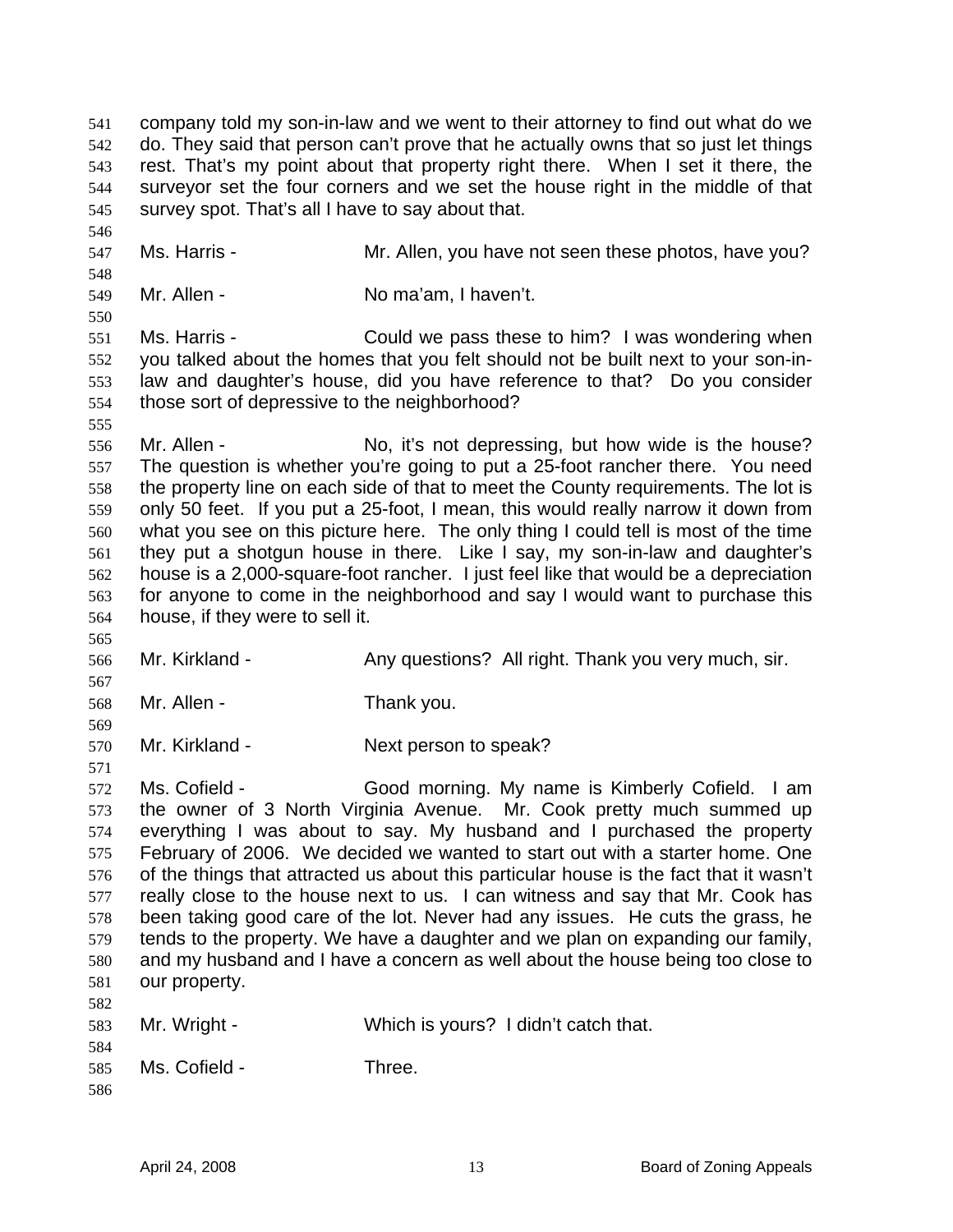company told my son-in-law and we went to their attorney to find out what do we do. They said that person can't prove that he actually owns that so just let things rest. That's my point about that property right there. When I set it there, the surveyor set the four corners and we set the house right in the middle of that survey spot. That's all I have to say about that.

Ms. Harris - Mr. Allen, you have not seen these photos, have you?

Mr. Allen - No ma'am, I haven't.

Ms. Harris - Could we pass these to him? I was wondering when you talked about the homes that you felt should not be built next to your son-in-law and daughter's house, did you have reference to that? Do you consider those sort of depressive to the neighborhood?

Mr. Allen - No, it's not depressing, but how wide is the house? The question is whether you're going to put a 25-foot rancher there. You need the property line on each side of that to meet the County requirements. The lot is only 50 feet. If you put a 25-foot, I mean, this would really narrow it down from what you see on this picture here. The only thing I could tell is most of the time they put a shotgun house in there. Like I say, my son-in-law and daughter's house is a 2,000-square-foot rancher. I just feel like that would be a depreciation for anyone to come in the neighborhood and say I would want to purchase this house, if they were to sell it.

Mr. Kirkland - Any questions? All right. Thank you very much, sir.

Mr. Allen - Thank you.

Mr. Kirkland - Next person to speak?

Ms. Cofield - Good morning. My name is Kimberly Cofield. I am the owner of 3 North Virginia Avenue. Mr. Cook pretty much summed up everything I was about to say. My husband and I purchased the property February of 2006. We decided we wanted to start out with a starter home. One of the things that attracted us about this particular house is the fact that it wasn't really close to the house next to us. I can witness and say that Mr. Cook has been taking good care of the lot. Never had any issues. He cuts the grass, he tends to the property. We have a daughter and we plan on expanding our family, and my husband and I have a concern as well about the house being too close to our property.

Mr. Wright - Which is yours? I didn't catch that.

Ms. Cofield - Three.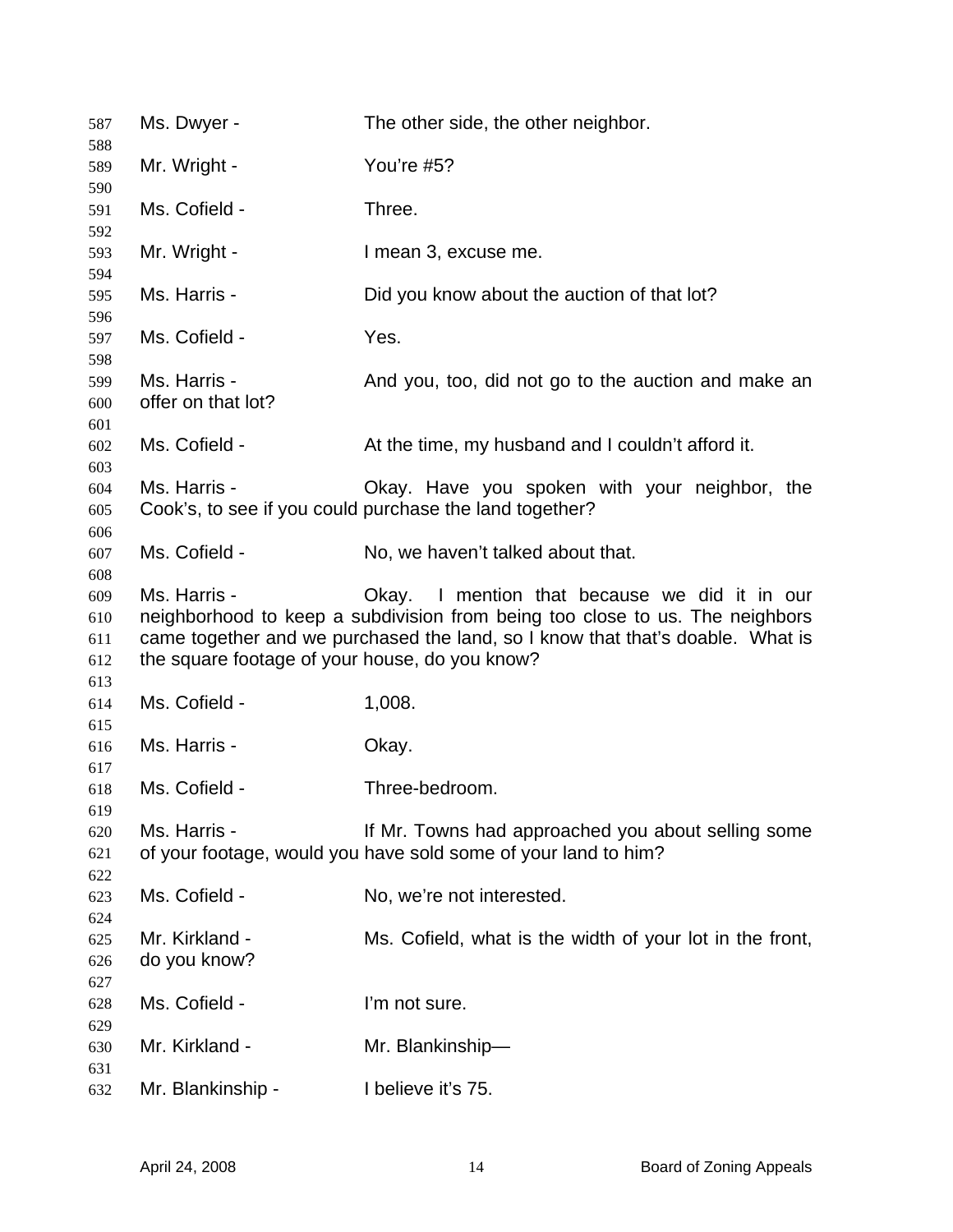Ms. Dwyer - The other side, the other neighbor.

Mr. Wright - You're #5?

Ms. Cofield - Three.

Mr. Wright - I mean 3, excuse me.

Ms. Harris - Did you know about the auction of that lot?

Ms. Cofield - Yes.

Ms. Harris - And you, too, did not go to the auction and make an offer on that lot?

Ms. Cofield - At the time, my husband and I couldn't afford it.

Ms. Harris - Okay. Have you spoken with your neighbor, the Cook's, to see if you could purchase the land together?

Ms. Cofield - No, we haven't talked about that.

Ms. Harris - Okay. I mention that because we did it in our neighborhood to keep a subdivision from being too close to us. The neighbors came together and we purchased the land, so I know that that's doable. What is the square footage of your house, do you know?

Ms. Cofield - 1,008.

Ms. Harris - Okay.

Ms. Cofield - Three-bedroom.

Ms. Harris - If Mr. Towns had approached you about selling some of your footage, would you have sold some of your land to him?

Ms. Cofield - No, we're not interested.

Mr. Kirkland - Ms. Cofield, what is the width of your lot in the front, do you know?

Ms. Cofield - I'm not sure.

Mr. Kirkland - Mr. Blankinship—

Mr. Blankinship - I believe it's 75.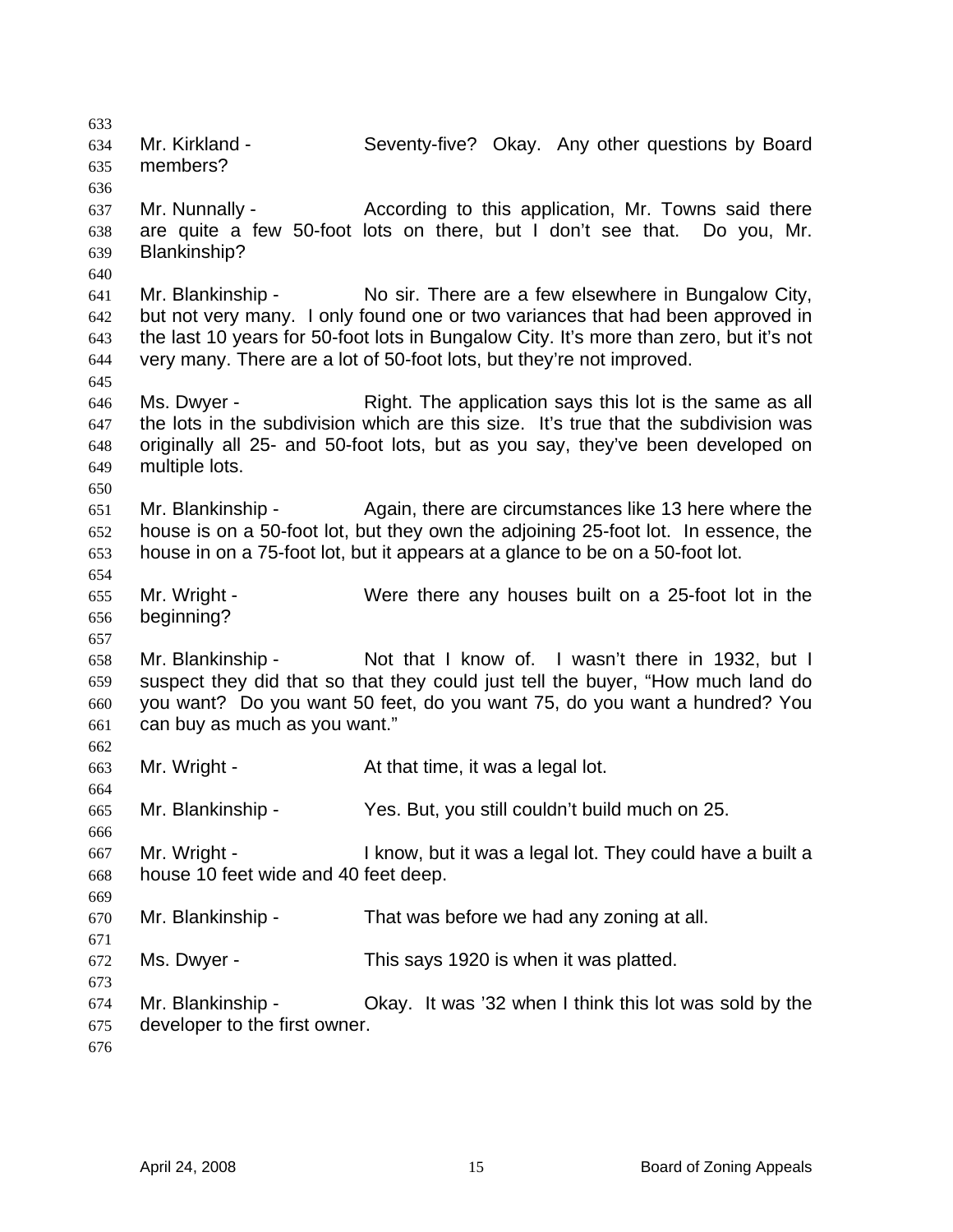Mr. Kirkland - Seventy-five? Okay. Any other questions by Board members?

Mr. Nunnally - According to this application, Mr. Towns said there are quite a few 50-foot lots on there, but I don't see that. Do you, Mr. Blankinship?

Mr. Blankinship - No sir. There are a few elsewhere in Bungalow City, but not very many. I only found one or two variances that had been approved in the last 10 years for 50-foot lots in Bungalow City. It's more than zero, but it's not very many. There are a lot of 50-foot lots, but they're not improved.

Ms. Dwyer - Right. The application says this lot is the same as all the lots in the subdivision which are this size. It's true that the subdivision was originally all 25- and 50-foot lots, but as you say, they've been developed on multiple lots.

Mr. Blankinship - Again, there are circumstances like 13 here where the house is on a 50-foot lot, but they own the adjoining 25-foot lot. In essence, the house in on a 75-foot lot, but it appears at a glance to be on a 50-foot lot.

Mr. Wright - Were there any houses built on a 25-foot lot in the beginning?

Mr. Blankinship - Not that I know of. I wasn't there in 1932, but I suspect they did that so that they could just tell the buyer, "How much land do you want? Do you want 50 feet, do you want 75, do you want a hundred? You can buy as much as you want."

Mr. Wright - At that time, it was a legal lot.

Mr. Blankinship - Yes. But, you still couldn't build much on 25.

Mr. Wright - I know, but it was a legal lot. They could have a built a house 10 feet wide and 40 feet deep.

Mr. Blankinship - That was before we had any zoning at all.

Ms. Dwyer - This says 1920 is when it was platted.

Mr. Blankinship - Okay. It was '32 when I think this lot was sold by the developer to the first owner.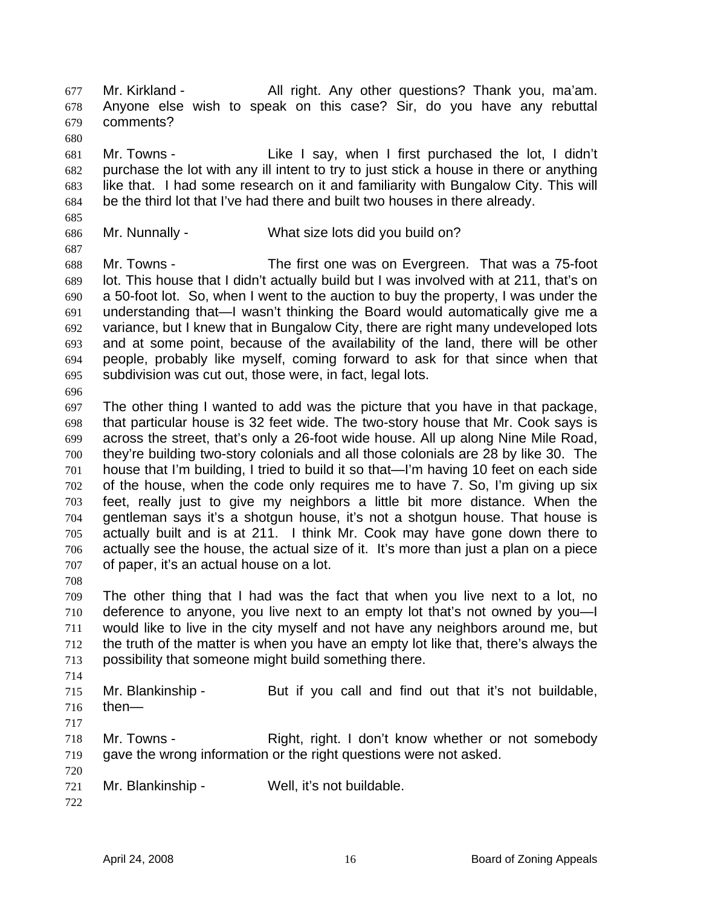Mr. Kirkland - All right. Any other questions? Thank you, ma'am. Anyone else wish to speak on this case? Sir, do you have any rebuttal comments?

Mr. Towns - Like I say, when I first purchased the lot, I didn't purchase the lot with any ill intent to try to just stick a house in there or anything like that. I had some research on it and familiarity with Bungalow City. This will be the third lot that I've had there and built two houses in there already.

Mr. Nunnally - What size lots did you build on?

Mr. Towns - The first one was on Evergreen. That was a 75-foot lot. This house that I didn't actually build but I was involved with at 211, that's on a 50-foot lot. So, when I went to the auction to buy the property, I was under the understanding that—I wasn't thinking the Board would automatically give me a variance, but I knew that in Bungalow City, there are right many undeveloped lots and at some point, because of the availability of the land, there will be other people, probably like myself, coming forward to ask for that since when that subdivision was cut out, those were, in fact, legal lots.

The other thing I wanted to add was the picture that you have in that package, that particular house is 32 feet wide. The two-story house that Mr. Cook says is across the street, that's only a 26-foot wide house. All up along Nine Mile Road, they're building two-story colonials and all those colonials are 28 by like 30. The house that I'm building, I tried to build it so that—I'm having 10 feet on each side of the house, when the code only requires me to have 7. So, I'm giving up six feet, really just to give my neighbors a little bit more distance. When the gentleman says it's a shotgun house, it's not a shotgun house. That house is actually built and is at 211. I think Mr. Cook may have gone down there to actually see the house, the actual size of it. It's more than just a plan on a piece of paper, it's an actual house on a lot.

The other thing that I had was the fact that when you live next to a lot, no deference to anyone, you live next to an empty lot that's not owned by you—I would like to live in the city myself and not have any neighbors around me, but the truth of the matter is when you have an empty lot like that, there's always the possibility that someone might build something there.

Mr. Blankinship - But if you call and find out that it's not buildable, then—

Mr. Towns - Right, right. I don't know whether or not somebody gave the wrong information or the right questions were not asked.

Mr. Blankinship - Well, it's not buildable.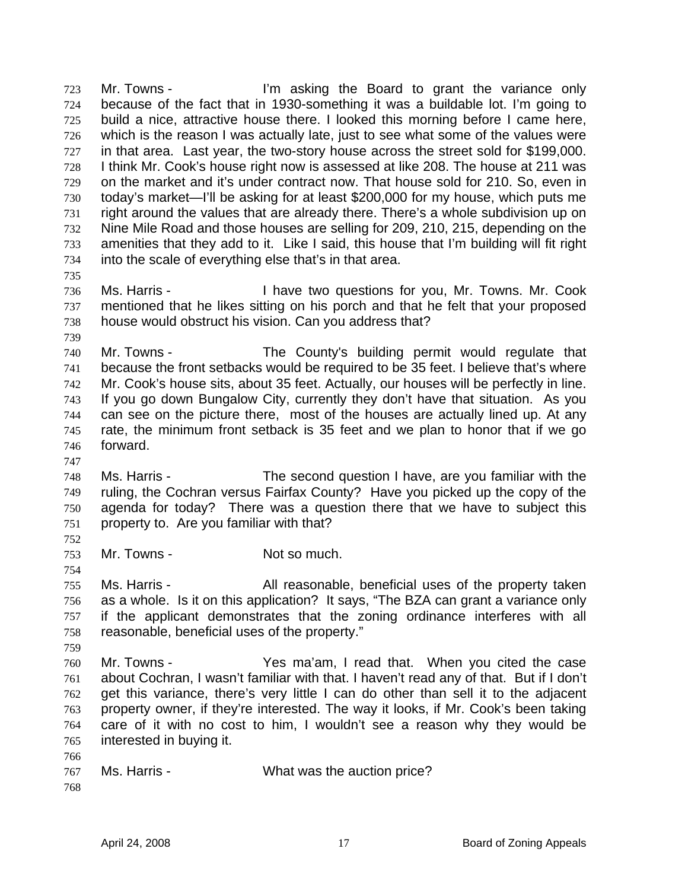Mr. Towns - I'm asking the Board to grant the variance only because of the fact that in 1930-something it was a buildable lot. I'm going to build a nice, attractive house there. I looked this morning before I came here, which is the reason I was actually late, just to see what some of the values were in that area. Last year, the two-story house across the street sold for $199,000. I think Mr. Cook's house right now is assessed at like 208. The house at 211 was on the market and it's under contract now. That house sold for 210. So, even in today's market—I'll be asking for at least $200,000 for my house, which puts me right around the values that are already there. There's a whole subdivision up on Nine Mile Road and those houses are selling for 209, 210, 215, depending on the amenities that they add to it. Like I said, this house that I'm building will fit right into the scale of everything else that's in that area.

Ms. Harris - I have two questions for you, Mr. Towns. Mr. Cook mentioned that he likes sitting on his porch and that he felt that your proposed house would obstruct his vision. Can you address that?

Mr. Towns - The County's building permit would regulate that because the front setbacks would be required to be 35 feet. I believe that's where Mr. Cook's house sits, about 35 feet. Actually, our houses will be perfectly in line. If you go down Bungalow City, currently they don't have that situation. As you can see on the picture there, most of the houses are actually lined up. At any rate, the minimum front setback is 35 feet and we plan to honor that if we go forward.

Ms. Harris - The second question I have, are you familiar with the ruling, the Cochran versus Fairfax County? Have you picked up the copy of the agenda for today? There was a question there that we have to subject this property to. Are you familiar with that?

Mr. Towns - Not so much.

Ms. Harris - All reasonable, beneficial uses of the property taken as a whole. Is it on this application? It says, "The BZA can grant a variance only if the applicant demonstrates that the zoning ordinance interferes with all reasonable, beneficial uses of the property."

Mr. Towns - Yes ma'am, I read that. When you cited the case about Cochran, I wasn't familiar with that. I haven't read any of that. But if I don't get this variance, there's very little I can do other than sell it to the adjacent property owner, if they're interested. The way it looks, if Mr. Cook's been taking care of it with no cost to him, I wouldn't see a reason why they would be interested in buying it.

Ms. Harris - What was the auction price?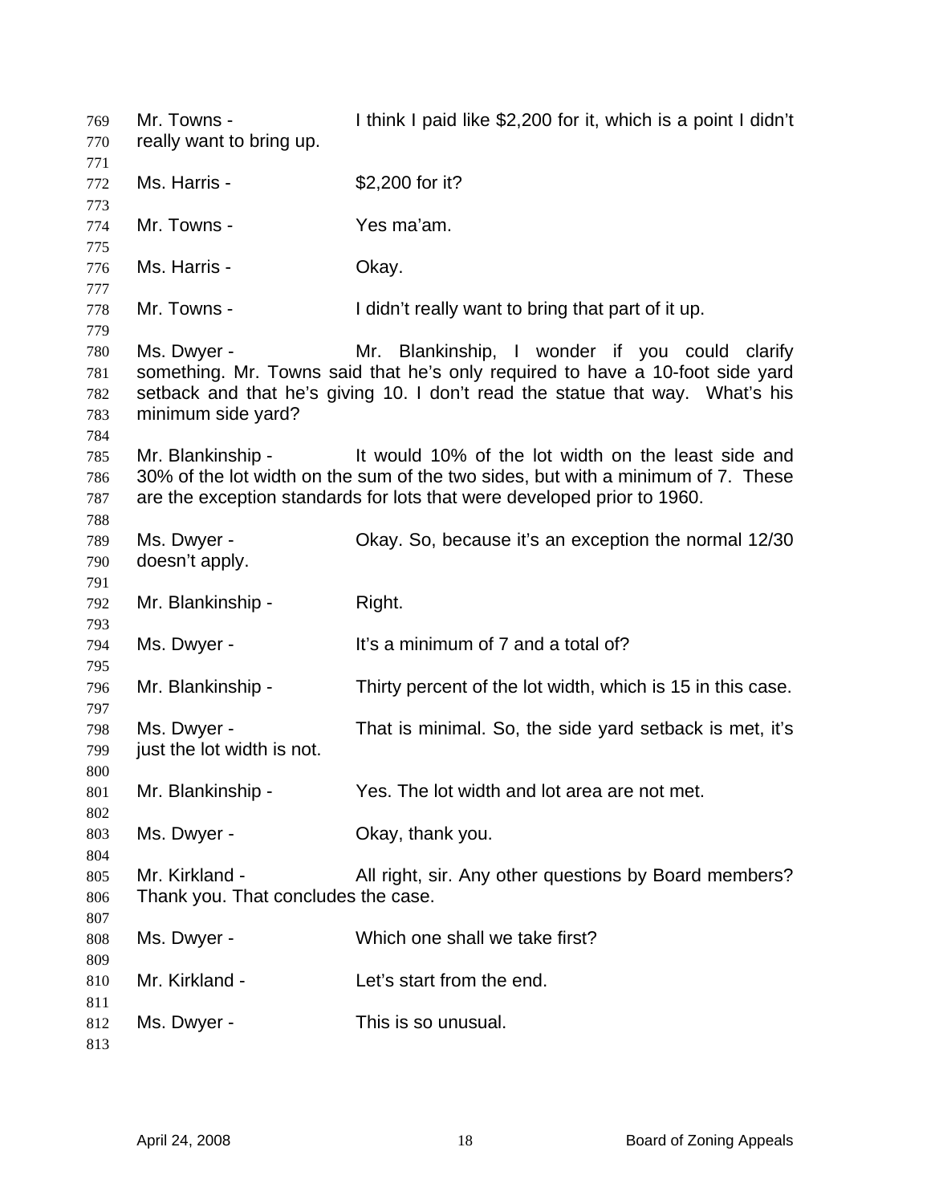Mr. Towns - I think I paid like $2,200 for it, which is a point I didn't really want to bring up.

Ms. Harris - $2,200 for it?

Mr. Towns - Yes ma'am.

Ms. Harris - Okay.

Mr. Towns - I didn't really want to bring that part of it up.

Ms. Dwyer - Mr. Blankinship, I wonder if you could clarify something. Mr. Towns said that he's only required to have a 10-foot side yard setback and that he's giving 10. I don't read the statue that way. What's his minimum side yard?

Mr. Blankinship - It would 10% of the lot width on the least side and 30% of the lot width on the sum of the two sides, but with a minimum of 7. These are the exception standards for lots that were developed prior to 1960.

Ms. Dwyer - Okay. So, because it's an exception the normal 12/30 doesn't apply.

Mr. Blankinship - Right.

Ms. Dwyer - It's a minimum of 7 and a total of?

Mr. Blankinship - Thirty percent of the lot width, which is 15 in this case.

Ms. Dwyer - That is minimal. So, the side yard setback is met, it's just the lot width is not.

Mr. Blankinship - Yes. The lot width and lot area are not met.

Ms. Dwyer - Okay, thank you.

Mr. Kirkland - All right, sir. Any other questions by Board members? Thank you. That concludes the case.

Ms. Dwyer - Which one shall we take first?

Mr. Kirkland - Let's start from the end.

Ms. Dwyer - This is so unusual.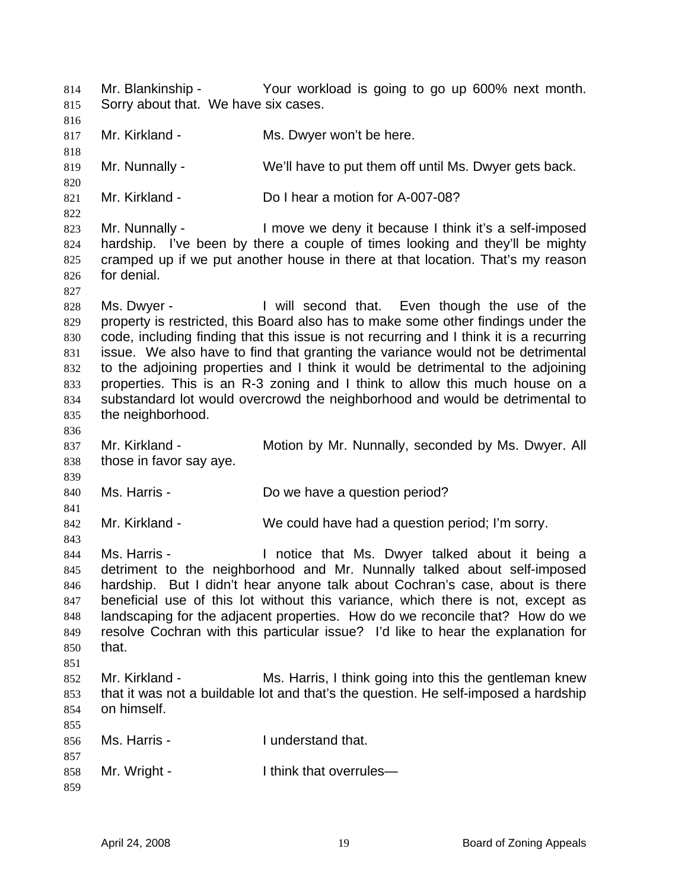Mr. Blankinship - Your workload is going to go up 600% next month. Sorry about that. We have six cases.

Mr. Kirkland - Ms. Dwyer won't be here.

Mr. Nunnally - We'll have to put them off until Ms. Dwyer gets back.

Mr. Kirkland - Do I hear a motion for A-007-08?

Mr. Nunnally - I move we deny it because I think it's a self-imposed hardship. I've been by there a couple of times looking and they'll be mighty cramped up if we put another house in there at that location. That's my reason for denial.

Ms. Dwyer - I will second that. Even though the use of the property is restricted, this Board also has to make some other findings under the code, including finding that this issue is not recurring and I think it is a recurring issue. We also have to find that granting the variance would not be detrimental to the adjoining properties and I think it would be detrimental to the adjoining properties. This is an R-3 zoning and I think to allow this much house on a substandard lot would overcrowd the neighborhood and would be detrimental to the neighborhood.

Mr. Kirkland - Motion by Mr. Nunnally, seconded by Ms. Dwyer. All those in favor say aye.

Ms. Harris - Do we have a question period?

Mr. Kirkland - We could have had a question period; I'm sorry.

Ms. Harris - I notice that Ms. Dwyer talked about it being a detriment to the neighborhood and Mr. Nunnally talked about self-imposed hardship. But I didn't hear anyone talk about Cochran's case, about is there beneficial use of this lot without this variance, which there is not, except as landscaping for the adjacent properties. How do we reconcile that? How do we resolve Cochran with this particular issue? I'd like to hear the explanation for that.

Mr. Kirkland - Ms. Harris, I think going into this the gentleman knew that it was not a buildable lot and that's the question. He self-imposed a hardship on himself.

Ms. Harris - I understand that.

Mr. Wright - I think that overrules—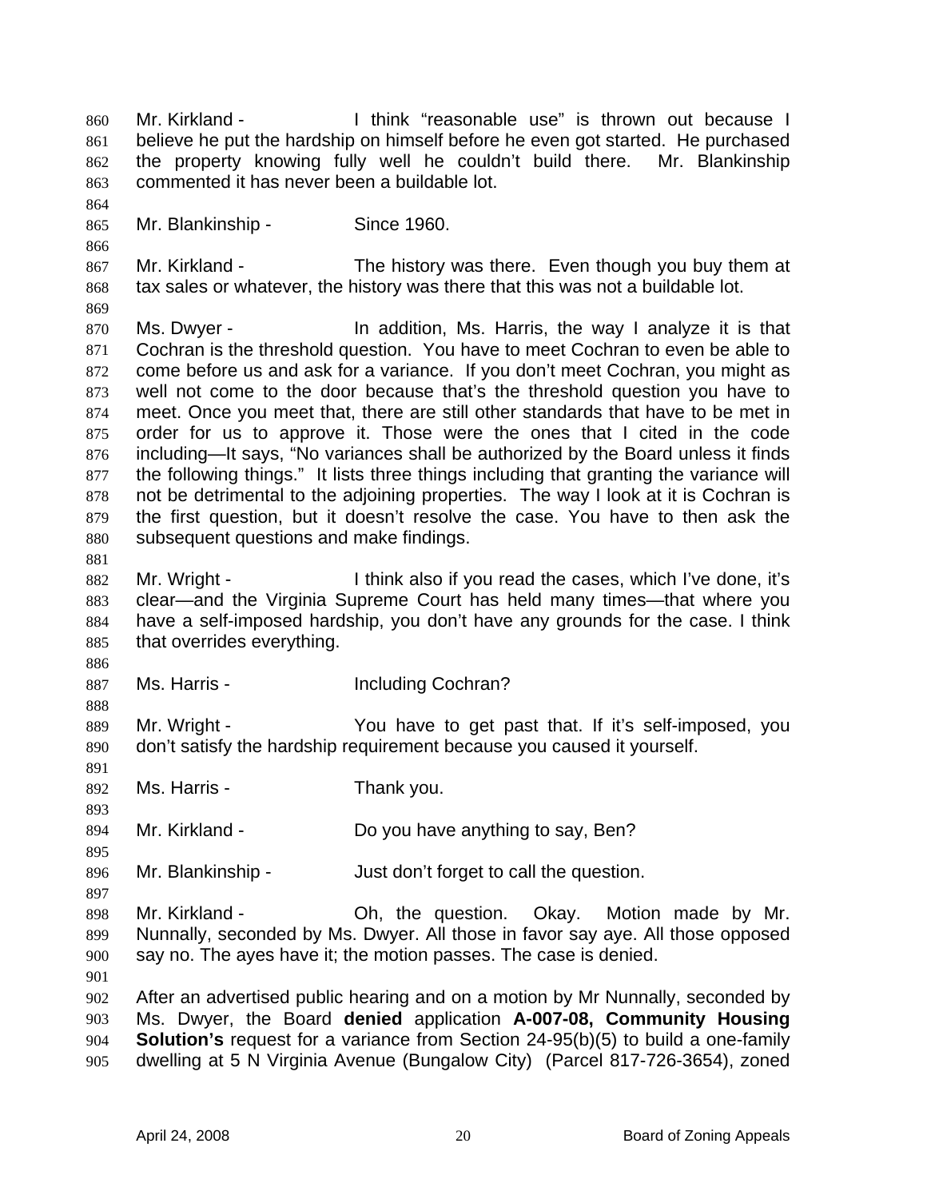Mr. Kirkland - I think "reasonable use" is thrown out because I believe he put the hardship on himself before he even got started. He purchased the property knowing fully well he couldn't build there. Mr. Blankinship commented it has never been a buildable lot.

Mr. Blankinship - Since 1960.

Mr. Kirkland - The history was there. Even though you buy them at tax sales or whatever, the history was there that this was not a buildable lot.

Ms. Dwyer - In addition, Ms. Harris, the way I analyze it is that Cochran is the threshold question. You have to meet Cochran to even be able to come before us and ask for a variance. If you don't meet Cochran, you might as well not come to the door because that's the threshold question you have to meet. Once you meet that, there are still other standards that have to be met in order for us to approve it. Those were the ones that I cited in the code including—It says, "No variances shall be authorized by the Board unless it finds the following things." It lists three things including that granting the variance will not be detrimental to the adjoining properties. The way I look at it is Cochran is the first question, but it doesn't resolve the case. You have to then ask the subsequent questions and make findings.

Mr. Wright - I think also if you read the cases, which I've done, it's clear—and the Virginia Supreme Court has held many times—that where you have a self-imposed hardship, you don't have any grounds for the case. I think that overrides everything.

Ms. Harris - Including Cochran?

Mr. Wright - You have to get past that. If it's self-imposed, you don't satisfy the hardship requirement because you caused it yourself.

Ms. Harris - Thank you.

Mr. Kirkland - Do you have anything to say, Ben?

Mr. Blankinship - Just don't forget to call the question.

Mr. Kirkland - Oh, the question. Okay. Motion made by Mr. Nunnally, seconded by Ms. Dwyer. All those in favor say aye. All those opposed say no. The ayes have it; the motion passes. The case is denied.

After an advertised public hearing and on a motion by Mr Nunnally, seconded by Ms. Dwyer, the Board **denied** application **A-007-08, Community Housing Solution's** request for a variance from Section 24-95(b)(5) to build a one-family dwelling at 5 N Virginia Avenue (Bungalow City) (Parcel 817-726-3654), zoned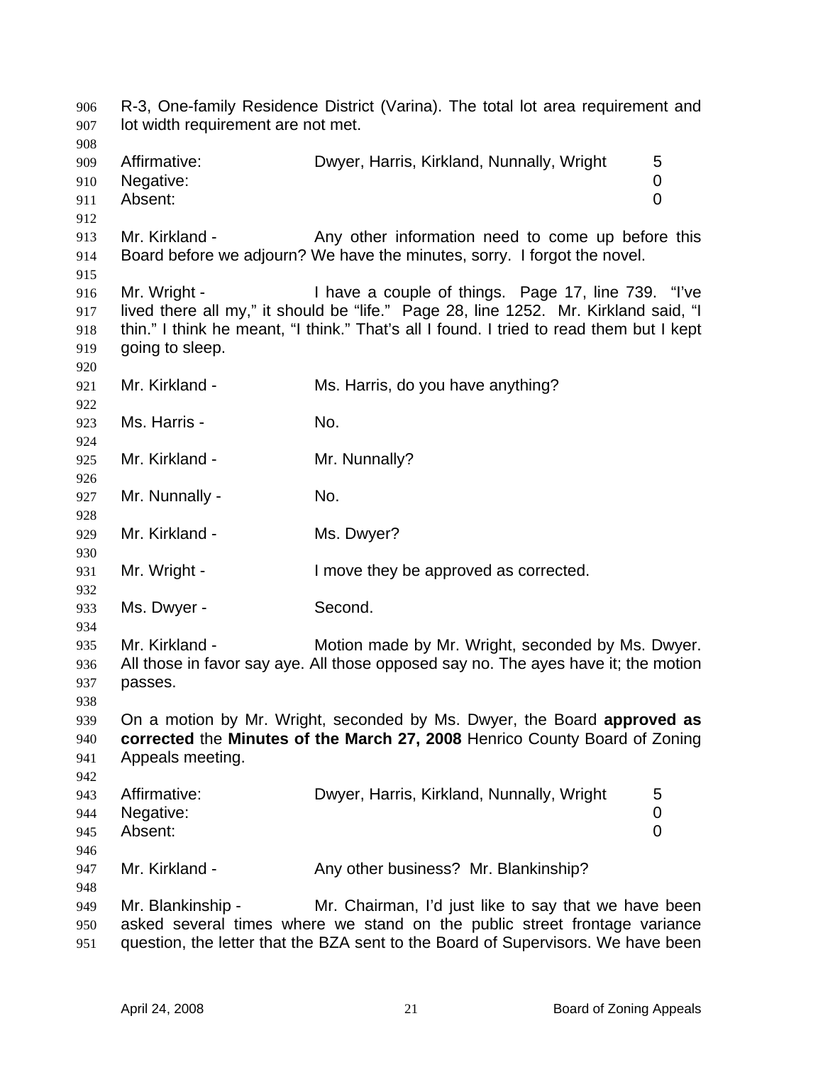R-3, One-family Residence District (Varina). The total lot area requirement and lot width requirement are not met.

| | | |
|---|---|---|
| Affirmative: | Dwyer, Harris, Kirkland, Nunnally, Wright | 5 |
| Negative: | | 0 |
| Absent: | | 0 |

Mr. Kirkland - Any other information need to come up before this Board before we adjourn? We have the minutes, sorry. I forgot the novel.

Mr. Wright - I have a couple of things. Page 17, line 739. "I've lived there all my," it should be "life." Page 28, line 1252. Mr. Kirkland said, "I thin." I think he meant, "I think." That's all I found. I tried to read them but I kept going to sleep.

Mr. Kirkland - Ms. Harris, do you have anything?

Ms. Harris - No.

Mr. Kirkland - Mr. Nunnally?

Mr. Nunnally - No.

Mr. Kirkland - Ms. Dwyer?

Mr. Wright - I move they be approved as corrected.

Ms. Dwyer - Second.

Mr. Kirkland - Motion made by Mr. Wright, seconded by Ms. Dwyer. All those in favor say aye. All those opposed say no. The ayes have it; the motion passes.

On a motion by Mr. Wright, seconded by Ms. Dwyer, the Board **approved as corrected** the **Minutes of the March 27, 2008** Henrico County Board of Zoning Appeals meeting.

| | | |
|---|---|---|
| Affirmative: | Dwyer, Harris, Kirkland, Nunnally, Wright | 5 |
| Negative: | | 0 |
| Absent: | | 0 |

Mr. Kirkland - Any other business? Mr. Blankinship?

Mr. Blankinship - Mr. Chairman, I'd just like to say that we have been asked several times where we stand on the public street frontage variance question, the letter that the BZA sent to the Board of Supervisors. We have been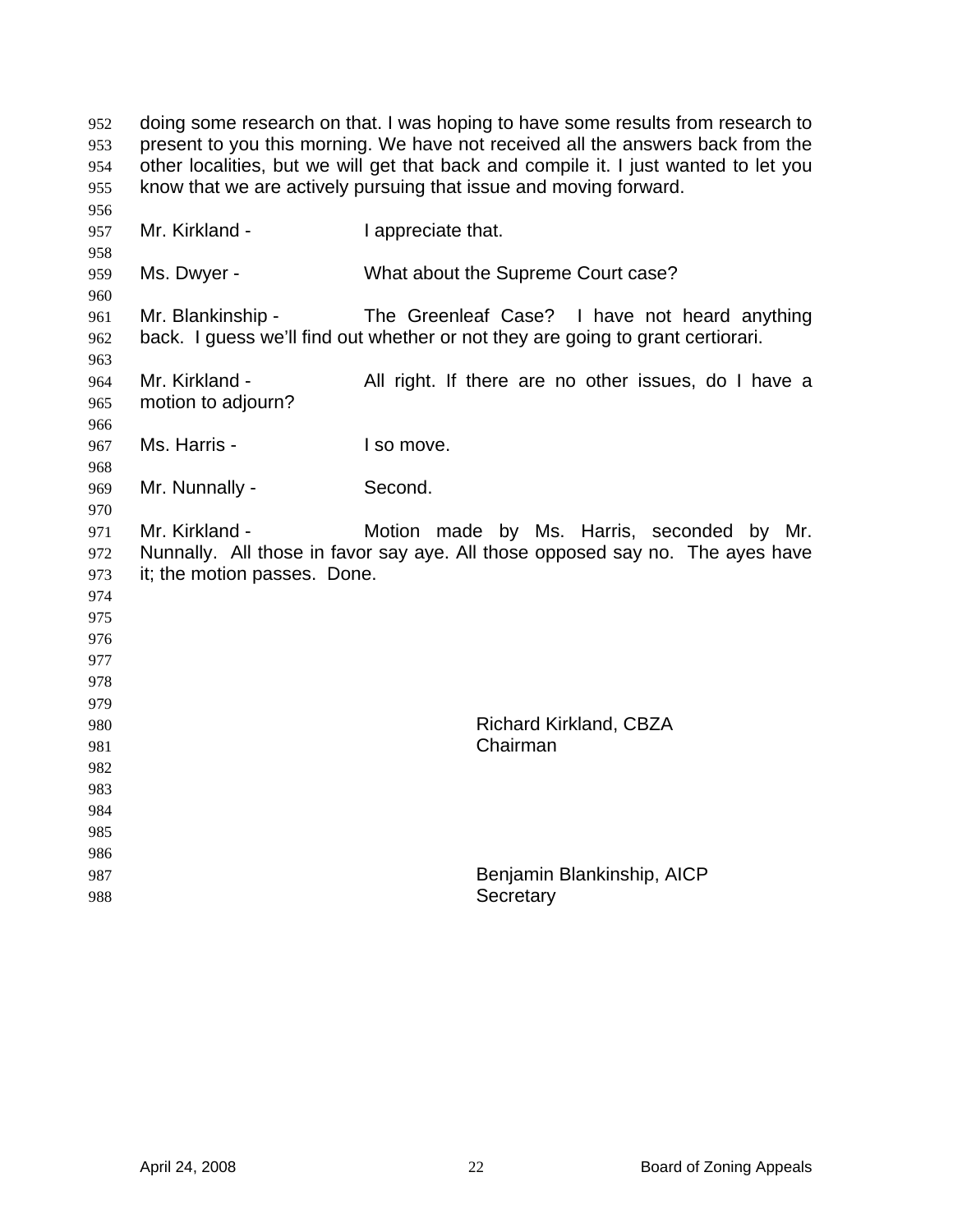doing some research on that. I was hoping to have some results from research to present to you this morning. We have not received all the answers back from the other localities, but we will get that back and compile it. I just wanted to let you know that we are actively pursuing that issue and moving forward.

Mr. Kirkland - I appreciate that.

Ms. Dwyer - What about the Supreme Court case?

Mr. Blankinship - The Greenleaf Case? I have not heard anything back. I guess we'll find out whether or not they are going to grant certiorari.

Mr. Kirkland - All right. If there are no other issues, do I have a motion to adjourn?

Ms. Harris - I so move.

Mr. Nunnally - Second.

Mr. Kirkland - Motion made by Ms. Harris, seconded by Mr. Nunnally. All those in favor say aye. All those opposed say no. The ayes have it; the motion passes. Done.

Richard Kirkland, CBZA
Chairman

Benjamin Blankinship, AICP
Secretary